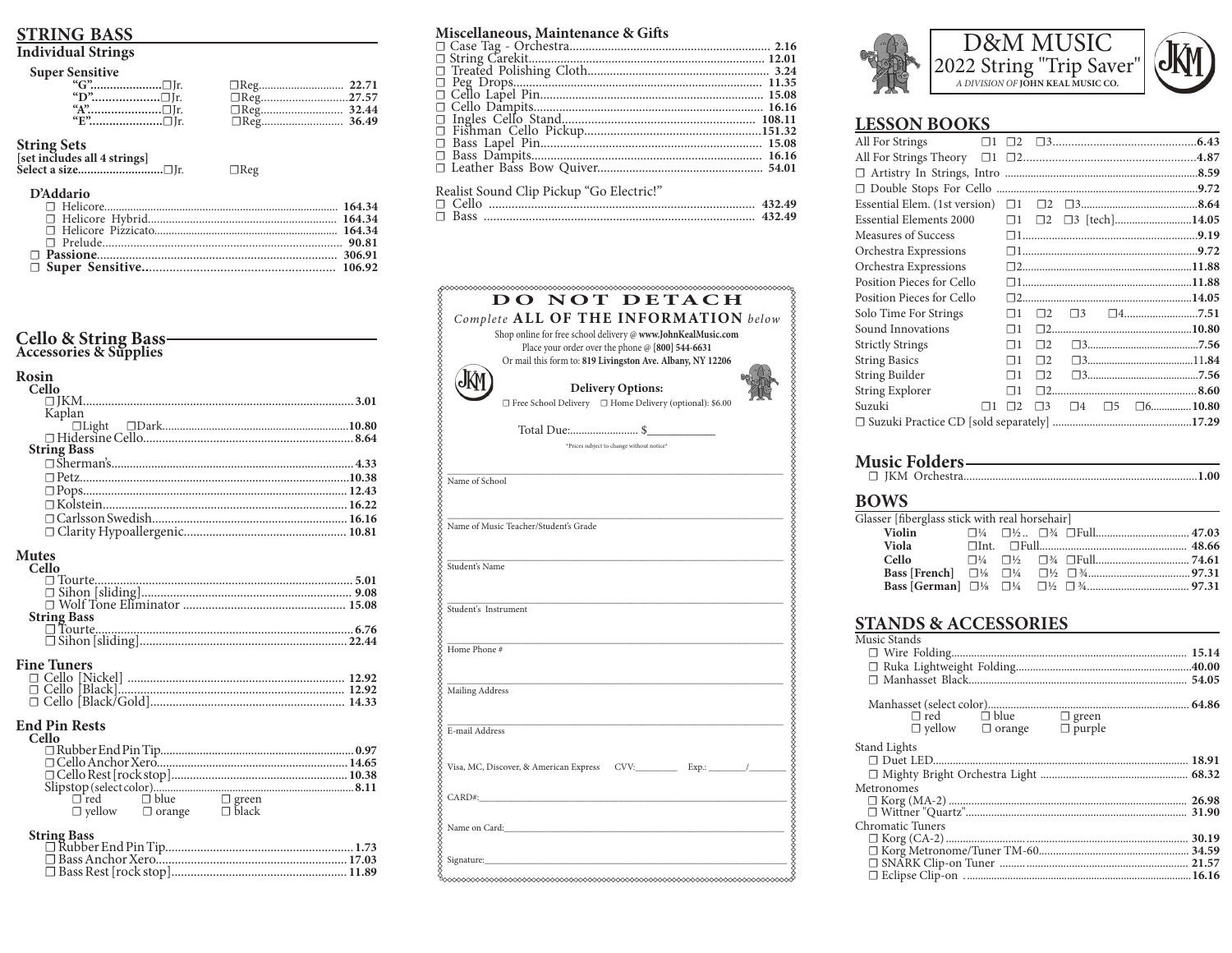## STRING BASS

### Individual Strings

**Super Sensitive**

- "G"..................☐Jr. ☐Reg............................ 22.71
- "D"..................☐Jr. ☐Reg............................27.57
- "A"..................☐Jr. ☐Reg............................ 32.44
- "E"..................☐Jr. ☐Reg............................ 36.49

**String Sets**
**[set includes all 4 strings]**
**Select a size........................☐Jr. ☐Reg**

**D'Addario**

- ☐ Helicore.............................................. 164.34
- ☐ Helicore Hybrid.................................... 164.34
- ☐ Helicore Pizzicato................................ 164.34
- ☐ Prelude.............................................. 90.81
- ☐ **Passione**.............................................. 306.91
- ☐ **Super Sensitive**.................................. 106.92

## Cello & String Bass Accessories & Supplies

### Rosin

**Cello**

- ☐ JKM.............................................. 3.01
- Kaplan
  - ☐Light ☐Dark.................................. 10.80
- ☐ Hidersine Cello.................................. 8.64

**String Bass**

- ☐ Sherman's.............................................. 4.33
- ☐ Petz.............................................. 10.38
- ☐ Pops.............................................. 12.43
- ☐ Kolstein.............................................. 16.22
- ☐ Carlsson Swedish.................................. 16.16
- ☐ Clarity Hypoallergenic.......................... 10.81

### Mutes

**Cello**

- ☐ Tourte.............................................. 5.01
- ☐ Sihon [sliding]...................................... 9.08
- ☐ Wolf Tone Eliminator .......................... 15.08

**String Bass**

- ☐ Tourte.............................................. 6.76
- ☐ Sihon [sliding]...................................... 22.44

### Fine Tuners

- ☐ Cello [Nickel] .................................. 12.92
- ☐ Cello [Black]...................................... 12.92
- ☐ Cello [Black/Gold]................................ 14.33

### End Pin Rests

**Cello**

- ☐ Rubber End Pin Tip.............................. 0.97
- ☐ Cello Anchor Xero.............................. 14.65
- ☐ Cello Rest [rock stop].......................... 10.38
- Slipstop (select color).............................. 8.11
  - ☐ red ☐ blue ☐ green
  - ☐ yellow ☐ orange ☐ black

**String Bass**

- ☐ Rubber End Pin Tip.............................. 1.73
- ☐ Bass Anchor Xero.............................. 17.03
- ☐ Bass Rest [rock stop].......................... 11.89

### Miscellaneous, Maintenance & Gifts

- ☐ Case Tag - Orchestra.............................. 2.16
- ☐ String Carekit...................................... 12.01
- ☐ Treated Polishing Cloth.......................... 3.24
- ☐ Peg Drops.............................................. 11.35
- ☐ Cello Lapel Pin...................................... 15.08
- ☐ Cello Dampits...................................... 16.16
- ☐ Ingles Cello Stand.................................. 108.11
- ☐ Fishman Cello Pickup.............................. 151.32
- ☐ Bass Lapel Pin...................................... 15.08
- ☐ Bass Dampits...................................... 16.16
- ☐ Leather Bass Bow Quiver.......................... 54.01

Realist Sound Clip Pickup "Go Electric!"

- ☐ Cello .............................................. 432.49
- ☐ Bass .............................................. 432.49

## DO NOT DETACH

*Complete* **ALL OF THE INFORMATION** *below*

Shop online for free school delivery @ **www.JohnKealMusic.com**
Place your order over the phone @ **[800] 544-6631**
Or mail this form to: **819 Livingston Ave. Albany, NY 12206**

**Delivery Options:**
☐ Free School Delivery ☐ Home Delivery (optional): $6.00

Total Due:........................ $____________

*Prices subject to change without notice*

Name of School

Name of Music Teacher/Student's Grade

Student's Name

Student's Instrument

Home Phone #

Mailing Address

E-mail Address

Visa, MC, Discover, & American Express CVV:_________ Exp.: ________/________

CARD#:

Name on Card:

Signature:

# D&M MUSIC
## 2022 String "Trip Saver"
*A DIVISION OF* **JOHN KEAL MUSIC CO.**

## LESSON BOOKS

- All For Strings ☐1 ☐2 ☐3.............................. 6.43
- All For Strings Theory ☐1 ☐2.............................. 4.87
- ☐ Artistry In Strings, Intro .............................. 8.59
- ☐ Double Stops For Cello .............................. 9.72
- Essential Elem. (1st version) ☐1 ☐2 ☐3.............................. 8.64
- Essential Elements 2000 ☐1 ☐2 ☐3 [tech].............................. 14.05
- Measures of Success ☐1.............................. 9.19
- Orchestra Expressions ☐1.............................. 9.72
- Orchestra Expressions ☐2.............................. 11.88
- Position Pieces for Cello ☐1.............................. 11.88
- Position Pieces for Cello ☐2.............................. 14.05
- Solo Time For Strings ☐1 ☐2 ☐3 ☐4.............................. 7.51
- Sound Innovations ☐1 ☐2.............................. 10.80
- Strictly Strings ☐1 ☐2 ☐3.............................. 7.56
- String Basics ☐1 ☐2 ☐3.............................. 11.84
- String Builder ☐1 ☐2 ☐3.............................. 7.56
- String Explorer ☐1 ☐2.............................. 8.60
- Suzuki ☐1 ☐2 ☐3 ☐4 ☐5 ☐6.............................. 10.80
- ☐ Suzuki Practice CD [sold separately] .............................. 17.29

## Music Folders

- ☐ JKM Orchestra.............................. 1.00

## BOWS

Glasser [fiberglass stick with real horsehair]

- **Violin** ☐¼ ☐½ ☐¾ ☐Full.............................. 47.03
- **Viola** ☐Int. ☐Full.............................. 48.66
- **Cello** ☐¼ ☐½ ☐¾ ☐Full.............................. 74.61
- **Bass [French]** ☐⅛ ☐¼ ☐½ ☐¾.............................. 97.31
- **Bass [German]** ☐⅛ ☐¼ ☐½ ☐¾.............................. 97.31

## STANDS & ACCESSORIES

Music Stands

- ☐ Wire Folding.............................. 15.14
- ☐ Ruka Lightweight Folding.............................. 40.00
- ☐ Manhasset Black.............................. 54.05

Manhasset (select color).............................. 64.86

- ☐ red ☐ blue ☐ green
- ☐ yellow ☐ orange ☐ purple

Stand Lights

- ☐ Duet LED.............................. 18.91
- ☐ Mighty Bright Orchestra Light .............................. 68.32

Metronomes

- ☐ Korg (MA-2) .............................. 26.98
- ☐ Wittner "Quartz".............................. 31.90

Chromatic Tuners

- ☐ Korg (CA-2).............................. 30.19
- ☐ Korg Metronome/Tuner TM-60.............................. 34.59
- ☐ SNARK Clip-on Tuner .............................. 21.57
- ☐ Eclipse Clip-on .............................. 16.16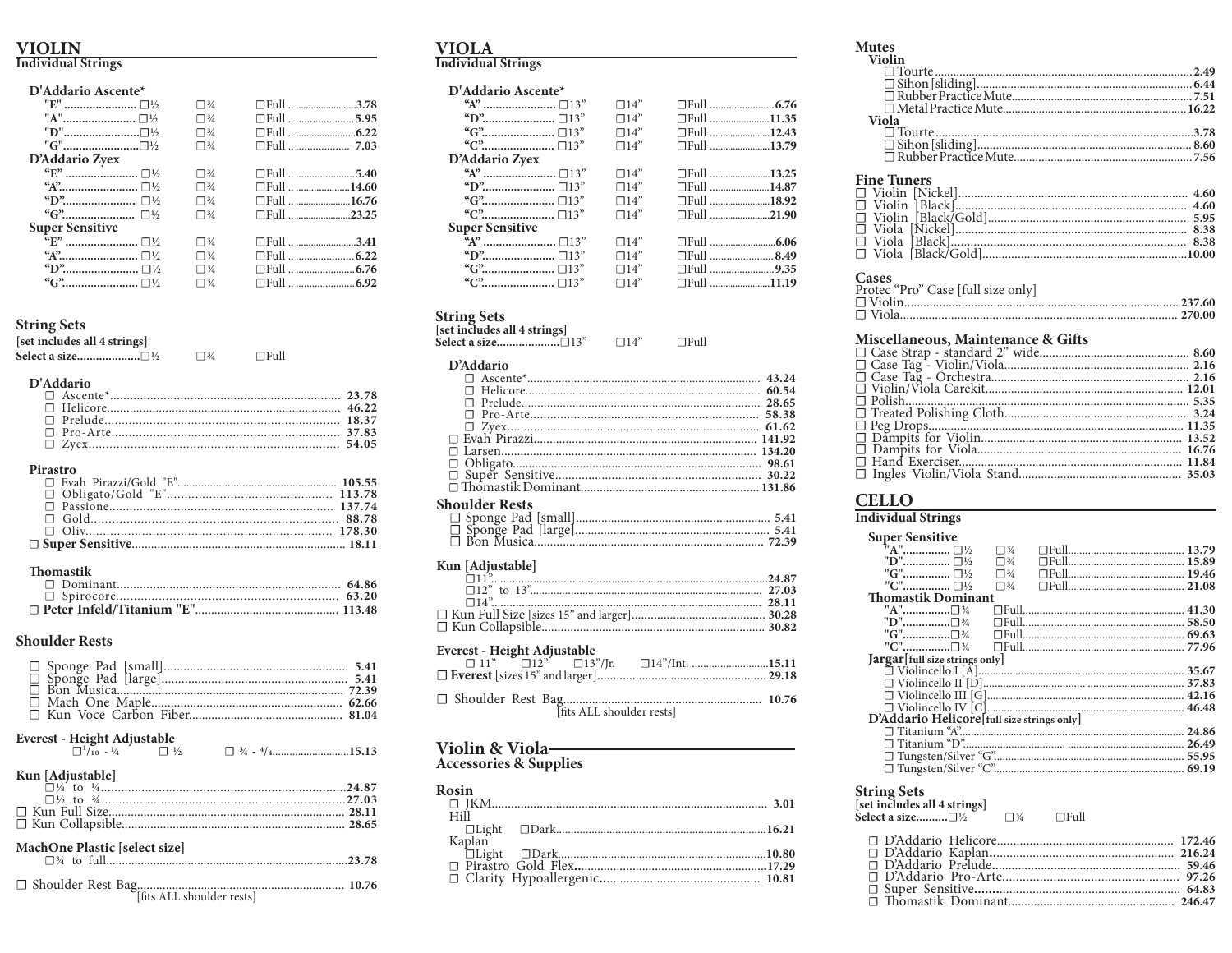# VIOLIN

## Individual Strings

### D'Addario Ascente*

| | | | |
|---|---|---|---|
| "E" | ☐½ | ☐¾ | ☐Full 3.78 |
| "A" | ☐½ | ☐¾ | ☐Full 5.95 |
| "D" | ☐½ | ☐¾ | ☐Full 6.22 |
| "G" | ☐½ | ☐¾ | ☐Full 7.03 |

### D'Addario Zyex

| | | | |
|---|---|---|---|
| "E" | ☐½ | ☐¾ | ☐Full 5.40 |
| "A" | ☐½ | ☐¾ | ☐Full 14.60 |
| "D" | ☐½ | ☐¾ | ☐Full 16.76 |
| "G" | ☐½ | ☐¾ | ☐Full 23.25 |

### Super Sensitive

| | | | |
|---|---|---|---|
| "E" | ☐½ | ☐¾ | ☐Full 3.41 |
| "A" | ☐½ | ☐¾ | ☐Full 6.22 |
| "D" | ☐½ | ☐¾ | ☐Full 6.76 |
| "G" | ☐½ | ☐¾ | ☐Full 6.92 |

## String Sets

[set includes all 4 strings]

**Select a size** ☐½ ☐¾ ☐Full

### D'Addario

- ☐ Ascente* 23.78
- ☐ Helicore 46.22
- ☐ Prelude 18.37
- ☐ Pro-Arte 37.83
- ☐ Zyex 54.05

### Pirastro

- ☐ Evah Pirazzi/Gold "E" 105.55
- ☐ Obligato/Gold "E" 113.78
- ☐ Passione 137.74
- ☐ Gold 88.78
- ☐ Oliv 178.30

☐ **Super Sensitive** 18.11

### Thomastik

- ☐ Dominant 64.86
- ☐ Spirocore 63.20

☐ **Peter Infeld/Titanium "E"** 113.48

## Shoulder Rests

- ☐ Sponge Pad [small] 5.41
- ☐ Sponge Pad [large] 5.41
- ☐ Bon Musica 72.39
- ☐ Mach One Maple 62.66
- ☐ Kun Voce Carbon Fiber 81.04

### Everest - Height Adjustable

☐1/10 - ¼ ☐ ½ ☐ ¾ - 4/4 15.13

### Kun [Adjustable]

- ☐⅛ to ¼ 24.87
- ☐½ to ¾ 27.03

☐ Kun Full Size 28.11

☐ Kun Collapsible 28.65

### MachOne Plastic [select size]

☐¾ to full 23.78

☐ Shoulder Rest Bag 10.76
[fits ALL shoulder rests]

# VIOLA

## Individual Strings

### D'Addario Ascente*

| | | | |
|---|---|---|---|
| "A" | ☐13" | ☐14" | ☐Full 6.76 |
| "D" | ☐13" | ☐14" | ☐Full 11.35 |
| "G" | ☐13" | ☐14" | ☐Full 12.43 |
| "C" | ☐13" | ☐14" | ☐Full 13.79 |

### D'Addario Zyex

| | | | |
|---|---|---|---|
| "A" | ☐13" | ☐14" | ☐Full 13.25 |
| "D" | ☐13" | ☐14" | ☐Full 14.87 |
| "G" | ☐13" | ☐14" | ☐Full 18.92 |
| "C" | ☐13" | ☐14" | ☐Full 21.90 |

### Super Sensitive

| | | | |
|---|---|---|---|
| "A" | ☐13" | ☐14" | ☐Full 6.06 |
| "D" | ☐13" | ☐14" | ☐Full 8.49 |
| "G" | ☐13" | ☐14" | ☐Full 9.35 |
| "C" | ☐13" | ☐14" | ☐Full 11.19 |

## String Sets

[set includes all 4 strings]

**Select a size** ☐13" ☐14" ☐Full

### D'Addario

- ☐ Ascente* 43.24
- ☐ Helicore 60.54
- ☐ Prelude 28.65
- ☐ Pro-Arte 58.38
- ☐ Zyex 61.62

☐ Evah Pirazzi 141.92

☐ Larsen 134.20

☐ Obligato 98.61

☐ Super Sensitive 30.22

☐ Thomastik Dominant 131.86

## Shoulder Rests

- ☐ Sponge Pad [small] 5.41
- ☐ Sponge Pad [large] 5.41
- ☐ Bon Musica 72.39

### Kun [Adjustable]

- ☐11" 24.87
- ☐12" to 13" 27.03
- ☐14" 28.11

☐ Kun Full Size [sizes 15" and larger] 30.28

☐ Kun Collapsible 30.82

### Everest - Height Adjustable

☐ 11" ☐12" ☐13"/Jr. ☐14"/Int. 15.11

☐ **Everest** [sizes 15" and larger] 29.18

☐ Shoulder Rest Bag 10.76
[fits ALL shoulder rests]

# Violin & Viola

## Accessories & Supplies

### Rosin

☐ JKM 3.01

Hill

☐Light ☐Dark 16.21

Kaplan

☐Light ☐Dark 10.80

☐ Pirastro Gold Flex 17.29

☐ Clarity Hypoallergenic 10.81

### Mutes

**Violin**

- ☐ Tourte 2.49
- ☐ Sihon [sliding] 6.44
- ☐ Rubber Practice Mute 7.51
- ☐ Metal Practice Mute 16.22

**Viola**

- ☐ Tourte 3.78
- ☐ Sihon [sliding] 8.60
- ☐ Rubber Practice Mute 7.56

### Fine Tuners

- ☐ Violin [Nickel] 4.60
- ☐ Violin [Black] 4.60
- ☐ Violin [Black/Gold] 5.95
- ☐ Viola [Nickel] 8.38
- ☐ Viola [Black] 8.38
- ☐ Viola [Black/Gold] 10.00

### Cases

Protec "Pro" Case [full size only]

- ☐ Violin 237.60
- ☐ Viola 270.00

### Miscellaneous, Maintenance & Gifts

- ☐ Case Strap - standard 2" wide 8.60
- ☐ Case Tag - Violin/Viola 2.16
- ☐ Case Tag - Orchestra 2.16
- ☐ Violin/Viola Carekit 12.01
- ☐ Polish 5.35
- ☐ Treated Polishing Cloth 3.24
- ☐ Peg Drops 11.35
- ☐ Dampits for Violin 13.52
- ☐ Dampits for Viola 16.76
- ☐ Hand Exerciser 11.84
- ☐ Ingles Violin/Viola Stand 35.03

# CELLO

## Individual Strings

### Super Sensitive

| | | | |
|---|---|---|---|
| "A" | ☐½ | ☐¾ | ☐Full 13.79 |
| "D" | ☐½ | ☐¾ | ☐Full 15.89 |
| "G" | ☐½ | ☐¾ | ☐Full 19.46 |
| "C" | ☐½ | ☐¾ | ☐Full 21.08 |

### Thomastik Dominant

| | | |
|---|---|---|
| "A" | ☐¾ | ☐Full 41.30 |
| "D" | ☐¾ | ☐Full 58.50 |
| "G" | ☐¾ | ☐Full 69.63 |
| "C" | ☐¾ | ☐Full 77.96 |

### Jargar [full size strings only]

- ☐ Violincello I [A] 35.67
- ☐ Violincello II [D] 37.83
- ☐ Violincello III [G] 42.16
- ☐ Violincello IV [C] 46.48

### D'Addario Helicore [full size strings only]

- ☐ Titanium "A" 24.86
- ☐ Titanium "D" 26.49
- ☐ Tungsten/Silver "G" 55.95
- ☐ Tungsten/Silver "C" 69.19

## String Sets

[set includes all 4 strings]

**Select a size** ☐½ ☐¾ ☐Full

- ☐ D'Addario Helicore 172.46
- ☐ D'Addario Kaplan 216.24
- ☐ D'Addario Prelude 59.46
- ☐ D'Addario Pro-Arte 97.26
- ☐ Super Sensitive 64.83
- ☐ Thomastik Dominant 246.47